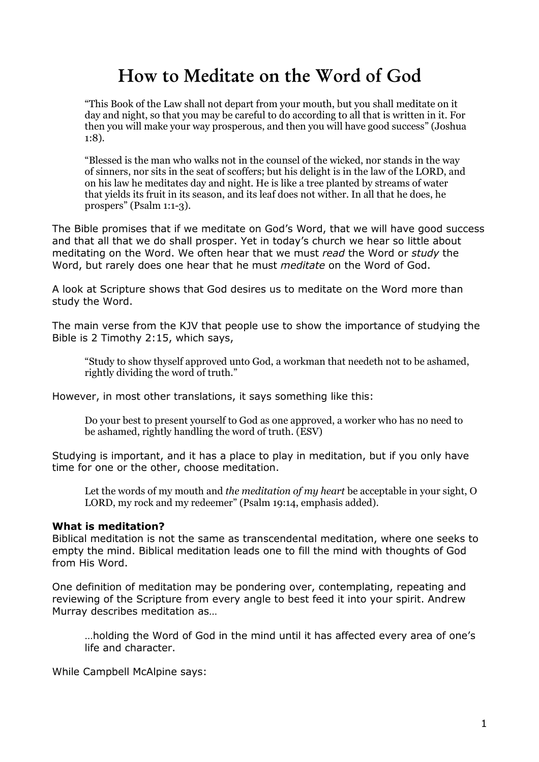# How to Meditate on the Word of God

> "This Book of the Law shall not depart from your mouth, but you shall meditate on it day and night, so that you may be careful to do according to all that is written in it. For then you will make your way prosperous, and then you will have good success" (Joshua 1:8).

> "Blessed is the man who walks not in the counsel of the wicked, nor stands in the way of sinners, nor sits in the seat of scoffers; but his delight is in the law of the LORD, and on his law he meditates day and night. He is like a tree planted by streams of water that yields its fruit in its season, and its leaf does not wither. In all that he does, he prospers" (Psalm 1:1-3).

The Bible promises that if we meditate on God's Word, that we will have good success and that all that we do shall prosper. Yet in today's church we hear so little about meditating on the Word. We often hear that we must *read* the Word or *study* the Word, but rarely does one hear that he must *meditate* on the Word of God.

A look at Scripture shows that God desires us to meditate on the Word more than study the Word.

The main verse from the KJV that people use to show the importance of studying the Bible is 2 Timothy 2:15, which says,

> "Study to show thyself approved unto God, a workman that needeth not to be ashamed, rightly dividing the word of truth."

However, in most other translations, it says something like this:

> Do your best to present yourself to God as one approved, a worker who has no need to be ashamed, rightly handling the word of truth. (ESV)

Studying is important, and it has a place to play in meditation, but if you only have time for one or the other, choose meditation.

> Let the words of my mouth and *the meditation of my heart* be acceptable in your sight, O LORD, my rock and my redeemer" (Psalm 19:14, emphasis added).

**What is meditation?**

Biblical meditation is not the same as transcendental meditation, where one seeks to empty the mind. Biblical meditation leads one to fill the mind with thoughts of God from His Word.

One definition of meditation may be pondering over, contemplating, repeating and reviewing of the Scripture from every angle to best feed it into your spirit. Andrew Murray describes meditation as…

> …holding the Word of God in the mind until it has affected every area of one's life and character.

While Campbell McAlpine says: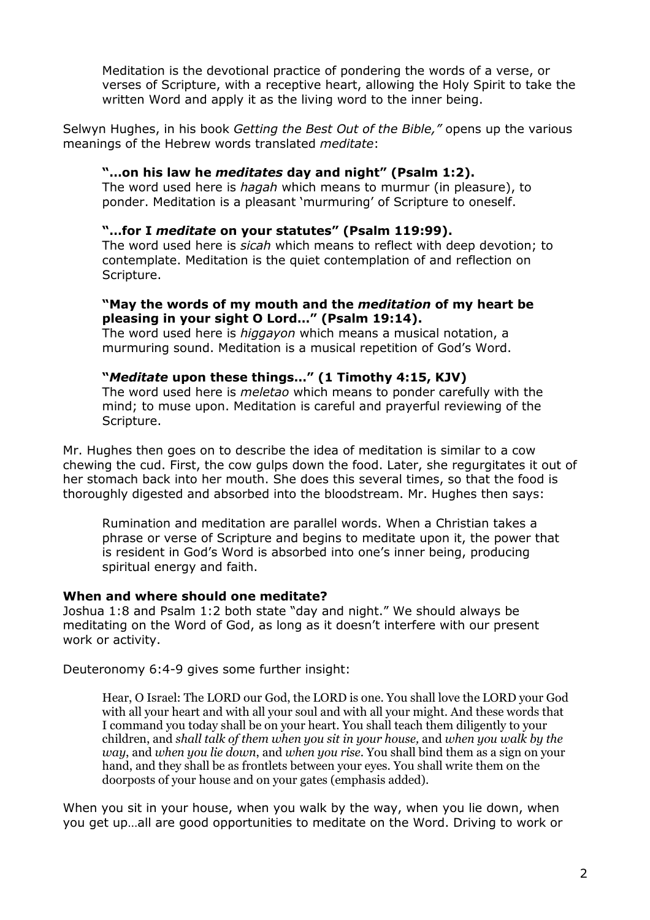> Meditation is the devotional practice of pondering the words of a verse, or verses of Scripture, with a receptive heart, allowing the Holy Spirit to take the written Word and apply it as the living word to the inner being.

Selwyn Hughes, in his book *Getting the Best Out of the Bible,"* opens up the various meanings of the Hebrew words translated *meditate*:

> **"…on his law he *meditates* day and night" (Psalm 1:2).**
> The word used here is *hagah* which means to murmur (in pleasure), to ponder. Meditation is a pleasant 'murmuring' of Scripture to oneself.
>
> **"…for I *meditate* on your statutes" (Psalm 119:99).**
> The word used here is *sicah* which means to reflect with deep devotion; to contemplate. Meditation is the quiet contemplation of and reflection on Scripture.
>
> **"May the words of my mouth and the *meditation* of my heart be pleasing in your sight O Lord…" (Psalm 19:14).**
> The word used here is *higgayon* which means a musical notation, a murmuring sound. Meditation is a musical repetition of God's Word.
>
> **"*Meditate* upon these things…" (1 Timothy 4:15, KJV)**
> The word used here is *meletao* which means to ponder carefully with the mind; to muse upon. Meditation is careful and prayerful reviewing of the Scripture.

Mr. Hughes then goes on to describe the idea of meditation is similar to a cow chewing the cud. First, the cow gulps down the food. Later, she regurgitates it out of her stomach back into her mouth. She does this several times, so that the food is thoroughly digested and absorbed into the bloodstream. Mr. Hughes then says:

> Rumination and meditation are parallel words. When a Christian takes a phrase or verse of Scripture and begins to meditate upon it, the power that is resident in God's Word is absorbed into one's inner being, producing spiritual energy and faith.

**When and where should one meditate?**
Joshua 1:8 and Psalm 1:2 both state "day and night." We should always be meditating on the Word of God, as long as it doesn't interfere with our present work or activity.

Deuteronomy 6:4-9 gives some further insight:

> Hear, O Israel: The LORD our God, the LORD is one. You shall love the LORD your God with all your heart and with all your soul and with all your might. And these words that I command you today shall be on your heart. You shall teach them diligently to your children, and *shall talk of them when you sit in your house,* and *when you walk by the way*, and *when you lie down*, and *when you rise.* You shall bind them as a sign on your hand, and they shall be as frontlets between your eyes. You shall write them on the doorposts of your house and on your gates (emphasis added).

When you sit in your house, when you walk by the way, when you lie down, when you get up…all are good opportunities to meditate on the Word. Driving to work or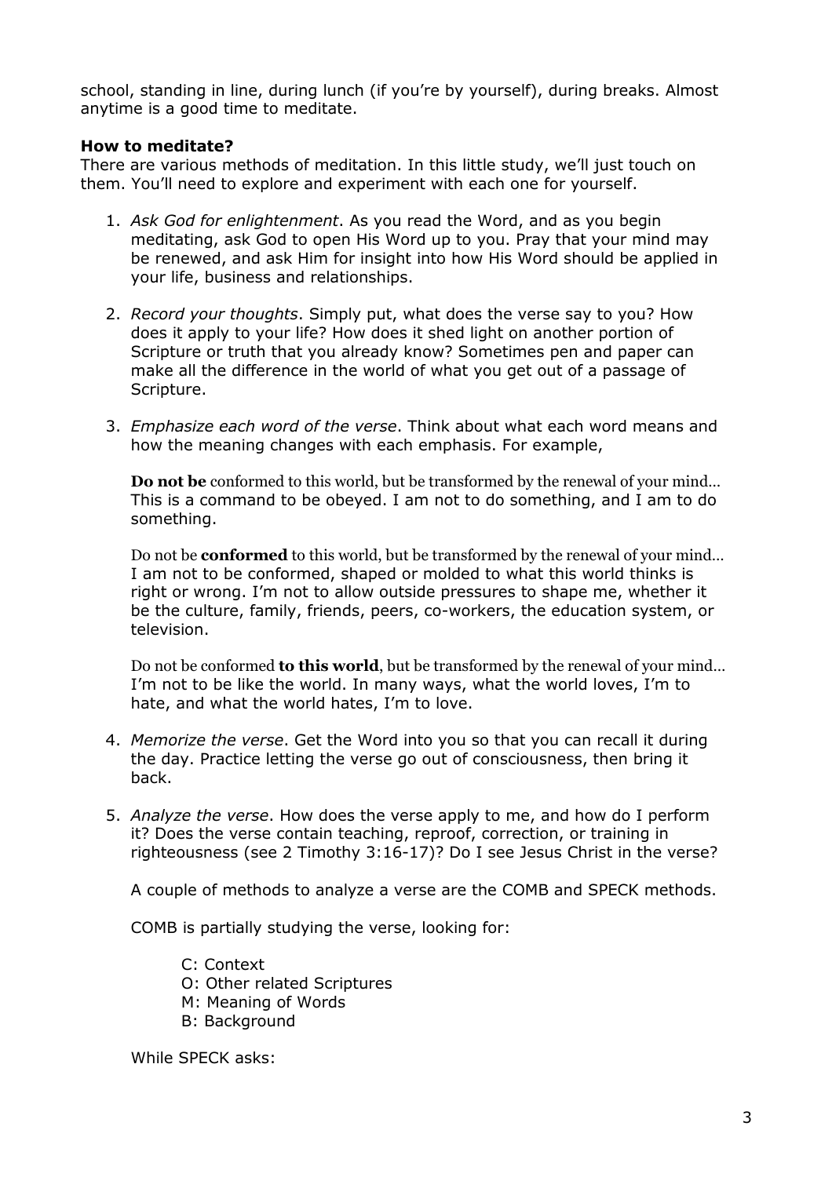school, standing in line, during lunch (if you're by yourself), during breaks. Almost anytime is a good time to meditate.

**How to meditate?**

There are various methods of meditation. In this little study, we'll just touch on them. You'll need to explore and experiment with each one for yourself.

1. *Ask God for enlightenment*. As you read the Word, and as you begin meditating, ask God to open His Word up to you. Pray that your mind may be renewed, and ask Him for insight into how His Word should be applied in your life, business and relationships.

2. *Record your thoughts*. Simply put, what does the verse say to you? How does it apply to your life? How does it shed light on another portion of Scripture or truth that you already know? Sometimes pen and paper can make all the difference in the world of what you get out of a passage of Scripture.

3. *Emphasize each word of the verse*. Think about what each word means and how the meaning changes with each emphasis. For example,

   **Do not be** conformed to this world, but be transformed by the renewal of your mind...
   This is a command to be obeyed. I am not to do something, and I am to do something.

   Do not be **conformed** to this world, but be transformed by the renewal of your mind...
   I am not to be conformed, shaped or molded to what this world thinks is right or wrong. I'm not to allow outside pressures to shape me, whether it be the culture, family, friends, peers, co-workers, the education system, or television.

   Do not be conformed **to this world**, but be transformed by the renewal of your mind...
   I'm not to be like the world. In many ways, what the world loves, I'm to hate, and what the world hates, I'm to love.

4. *Memorize the verse*. Get the Word into you so that you can recall it during the day. Practice letting the verse go out of consciousness, then bring it back.

5. *Analyze the verse*. How does the verse apply to me, and how do I perform it? Does the verse contain teaching, reproof, correction, or training in righteousness (see 2 Timothy 3:16-17)? Do I see Jesus Christ in the verse?

   A couple of methods to analyze a verse are the COMB and SPECK methods.

   COMB is partially studying the verse, looking for:

   C: Context
   O: Other related Scriptures
   M: Meaning of Words
   B: Background

   While SPECK asks: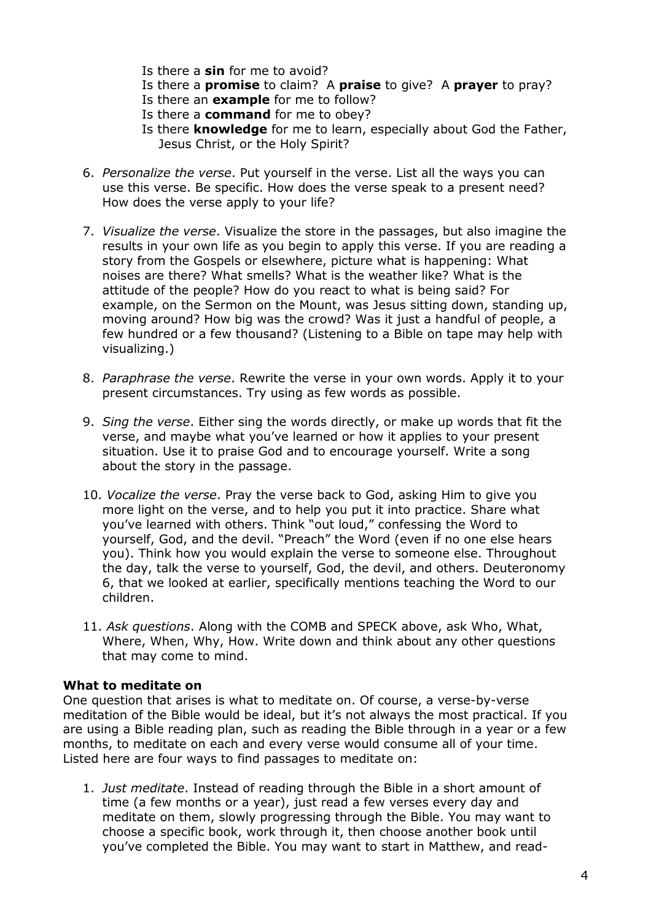Is there a **sin** for me to avoid?
Is there a **promise** to claim? A **praise** to give? A **prayer** to pray?
Is there an **example** for me to follow?
Is there a **command** for me to obey?
Is there **knowledge** for me to learn, especially about God the Father, Jesus Christ, or the Holy Spirit?

6. *Personalize the verse*. Put yourself in the verse. List all the ways you can use this verse. Be specific. How does the verse speak to a present need? How does the verse apply to your life?

7. *Visualize the verse*. Visualize the store in the passages, but also imagine the results in your own life as you begin to apply this verse. If you are reading a story from the Gospels or elsewhere, picture what is happening: What noises are there? What smells? What is the weather like? What is the attitude of the people? How do you react to what is being said? For example, on the Sermon on the Mount, was Jesus sitting down, standing up, moving around? How big was the crowd? Was it just a handful of people, a few hundred or a few thousand? (Listening to a Bible on tape may help with visualizing.)

8. *Paraphrase the verse*. Rewrite the verse in your own words. Apply it to your present circumstances. Try using as few words as possible.

9. *Sing the verse*. Either sing the words directly, or make up words that fit the verse, and maybe what you've learned or how it applies to your present situation. Use it to praise God and to encourage yourself. Write a song about the story in the passage.

10. *Vocalize the verse*. Pray the verse back to God, asking Him to give you more light on the verse, and to help you put it into practice. Share what you've learned with others. Think "out loud," confessing the Word to yourself, God, and the devil. "Preach" the Word (even if no one else hears you). Think how you would explain the verse to someone else. Throughout the day, talk the verse to yourself, God, the devil, and others. Deuteronomy 6, that we looked at earlier, specifically mentions teaching the Word to our children.

11. *Ask questions*. Along with the COMB and SPECK above, ask Who, What, Where, When, Why, How. Write down and think about any other questions that may come to mind.

**What to meditate on**

One question that arises is what to meditate on. Of course, a verse-by-verse meditation of the Bible would be ideal, but it's not always the most practical. If you are using a Bible reading plan, such as reading the Bible through in a year or a few months, to meditate on each and every verse would consume all of your time. Listed here are four ways to find passages to meditate on:

1. *Just meditate*. Instead of reading through the Bible in a short amount of time (a few months or a year), just read a few verses every day and meditate on them, slowly progressing through the Bible. You may want to choose a specific book, work through it, then choose another book until you've completed the Bible. You may want to start in Matthew, and read-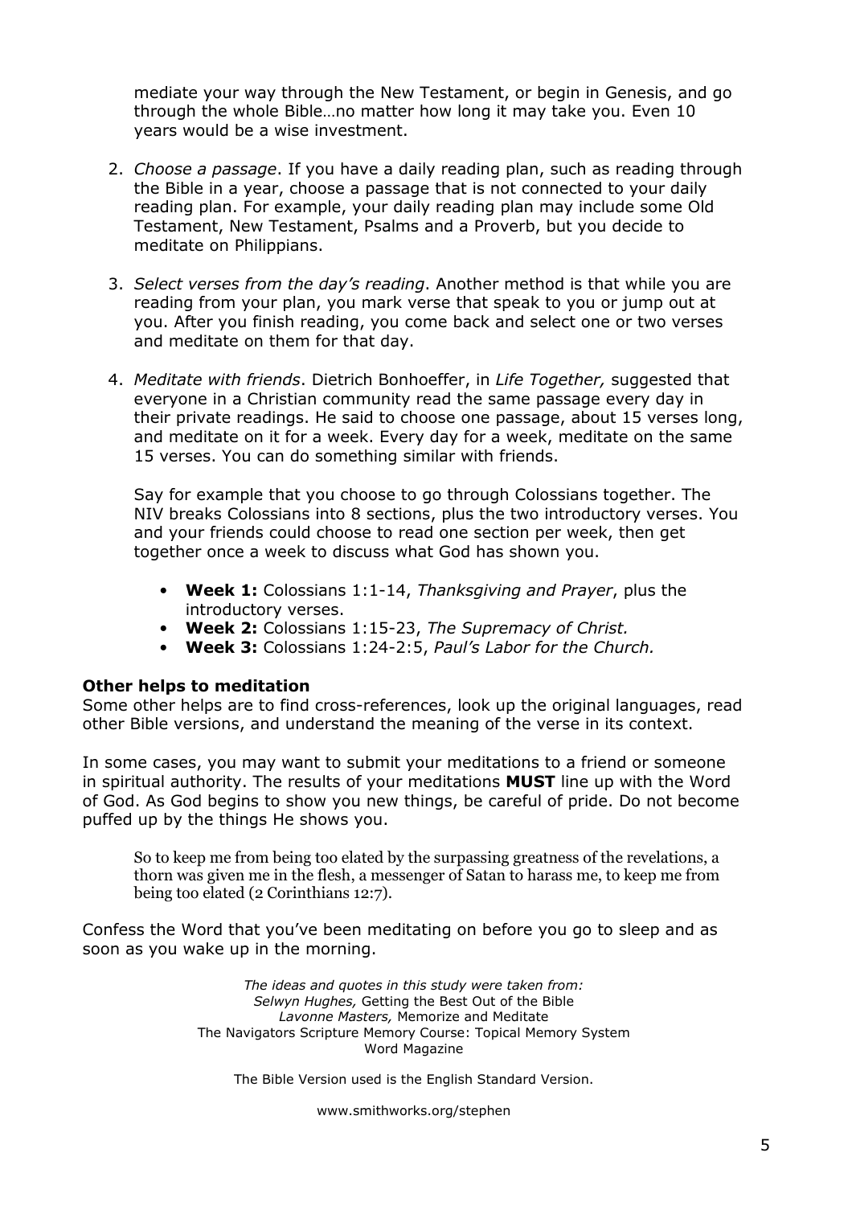mediate your way through the New Testament, or begin in Genesis, and go through the whole Bible…no matter how long it may take you. Even 10 years would be a wise investment.

2. *Choose a passage*. If you have a daily reading plan, such as reading through the Bible in a year, choose a passage that is not connected to your daily reading plan. For example, your daily reading plan may include some Old Testament, New Testament, Psalms and a Proverb, but you decide to meditate on Philippians.

3. *Select verses from the day's reading*. Another method is that while you are reading from your plan, you mark verse that speak to you or jump out at you. After you finish reading, you come back and select one or two verses and meditate on them for that day.

4. *Meditate with friends*. Dietrich Bonhoeffer, in *Life Together,* suggested that everyone in a Christian community read the same passage every day in their private readings. He said to choose one passage, about 15 verses long, and meditate on it for a week. Every day for a week, meditate on the same 15 verses. You can do something similar with friends.

   Say for example that you choose to go through Colossians together. The NIV breaks Colossians into 8 sections, plus the two introductory verses. You and your friends could choose to read one section per week, then get together once a week to discuss what God has shown you.

   - **Week 1:** Colossians 1:1-14, *Thanksgiving and Prayer*, plus the introductory verses.
   - **Week 2:** Colossians 1:15-23, *The Supremacy of Christ.*
   - **Week 3:** Colossians 1:24-2:5, *Paul's Labor for the Church.*

**Other helps to meditation**

Some other helps are to find cross-references, look up the original languages, read other Bible versions, and understand the meaning of the verse in its context.

In some cases, you may want to submit your meditations to a friend or someone in spiritual authority. The results of your meditations **MUST** line up with the Word of God. As God begins to show you new things, be careful of pride. Do not become puffed up by the things He shows you.

> So to keep me from being too elated by the surpassing greatness of the revelations, a thorn was given me in the flesh, a messenger of Satan to harass me, to keep me from being too elated (2 Corinthians 12:7).

Confess the Word that you've been meditating on before you go to sleep and as soon as you wake up in the morning.

*The ideas and quotes in this study were taken from:*
*Selwyn Hughes,* Getting the Best Out of the Bible
*Lavonne Masters,* Memorize and Meditate
The Navigators Scripture Memory Course: Topical Memory System
Word Magazine

The Bible Version used is the English Standard Version.

www.smithworks.org/stephen